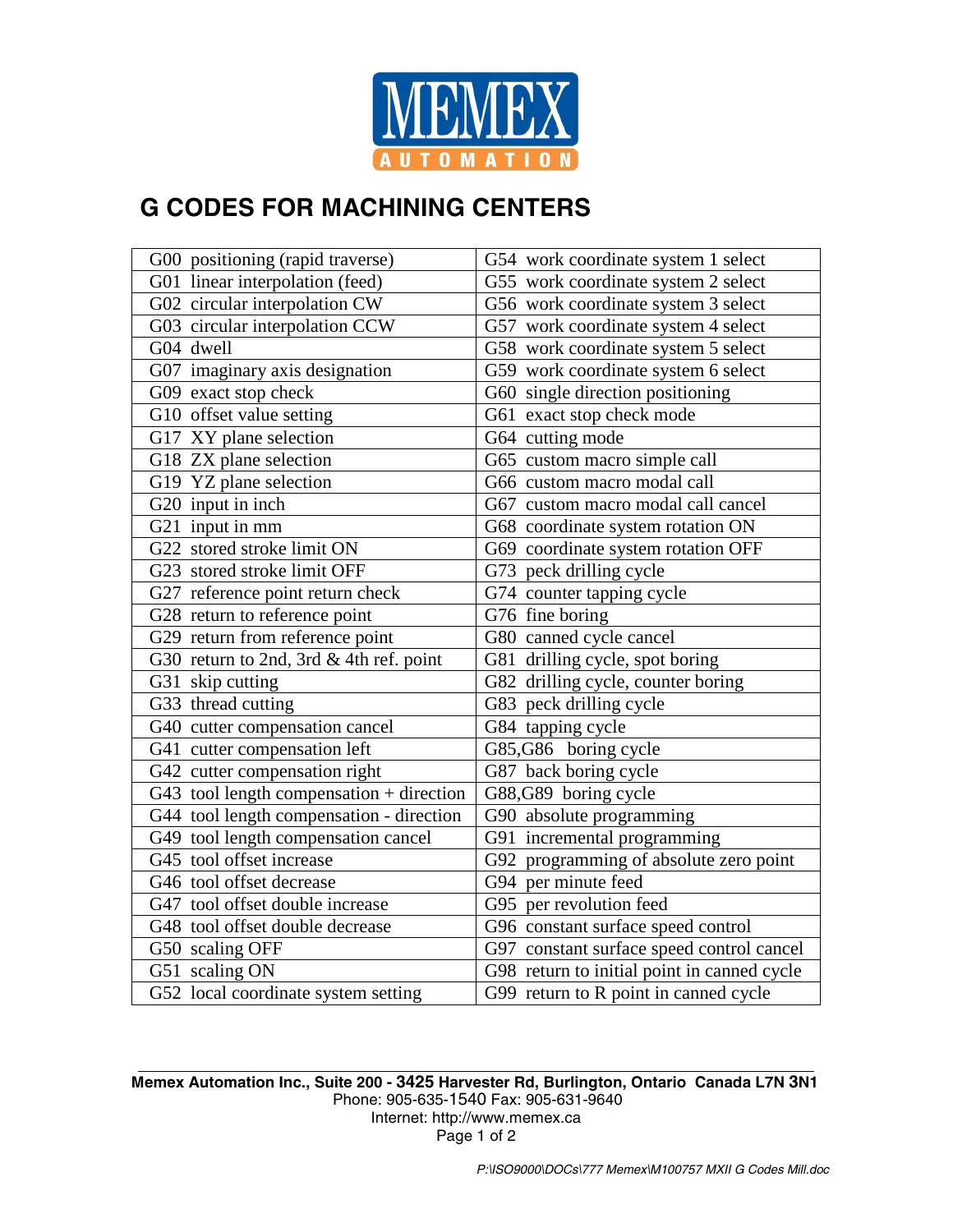MEMEX AUTOMATION

# G CODES FOR MACHINING CENTERS

| | |
|---|---|
| G00 positioning (rapid traverse) | G54 work coordinate system 1 select |
| G01 linear interpolation (feed) | G55 work coordinate system 2 select |
| G02 circular interpolation CW | G56 work coordinate system 3 select |
| G03 circular interpolation CCW | G57 work coordinate system 4 select |
| G04 dwell | G58 work coordinate system 5 select |
| G07 imaginary axis designation | G59 work coordinate system 6 select |
| G09 exact stop check | G60 single direction positioning |
| G10 offset value setting | G61 exact stop check mode |
| G17 XY plane selection | G64 cutting mode |
| G18 ZX plane selection | G65 custom macro simple call |
| G19 YZ plane selection | G66 custom macro modal call |
| G20 input in inch | G67 custom macro modal call cancel |
| G21 input in mm | G68 coordinate system rotation ON |
| G22 stored stroke limit ON | G69 coordinate system rotation OFF |
| G23 stored stroke limit OFF | G73 peck drilling cycle |
| G27 reference point return check | G74 counter tapping cycle |
| G28 return to reference point | G76 fine boring |
| G29 return from reference point | G80 canned cycle cancel |
| G30 return to 2nd, 3rd & 4th ref. point | G81 drilling cycle, spot boring |
| G31 skip cutting | G82 drilling cycle, counter boring |
| G33 thread cutting | G83 peck drilling cycle |
| G40 cutter compensation cancel | G84 tapping cycle |
| G41 cutter compensation left | G85,G86 boring cycle |
| G42 cutter compensation right | G87 back boring cycle |
| G43 tool length compensation + direction | G88,G89 boring cycle |
| G44 tool length compensation - direction | G90 absolute programming |
| G49 tool length compensation cancel | G91 incremental programming |
| G45 tool offset increase | G92 programming of absolute zero point |
| G46 tool offset decrease | G94 per minute feed |
| G47 tool offset double increase | G95 per revolution feed |
| G48 tool offset double decrease | G96 constant surface speed control |
| G50 scaling OFF | G97 constant surface speed control cancel |
| G51 scaling ON | G98 return to initial point in canned cycle |
| G52 local coordinate system setting | G99 return to R point in canned cycle |

**Memex Automation Inc., Suite 200 - 3425 Harvester Rd, Burlington, Ontario Canada L7N 3N1**
Phone: 905-635-1540 Fax: 905-631-9640
Internet: http://www.memex.ca

*P:\ISO9000\DOCs\777 Memex\M100757 MXII G Codes Mill.doc*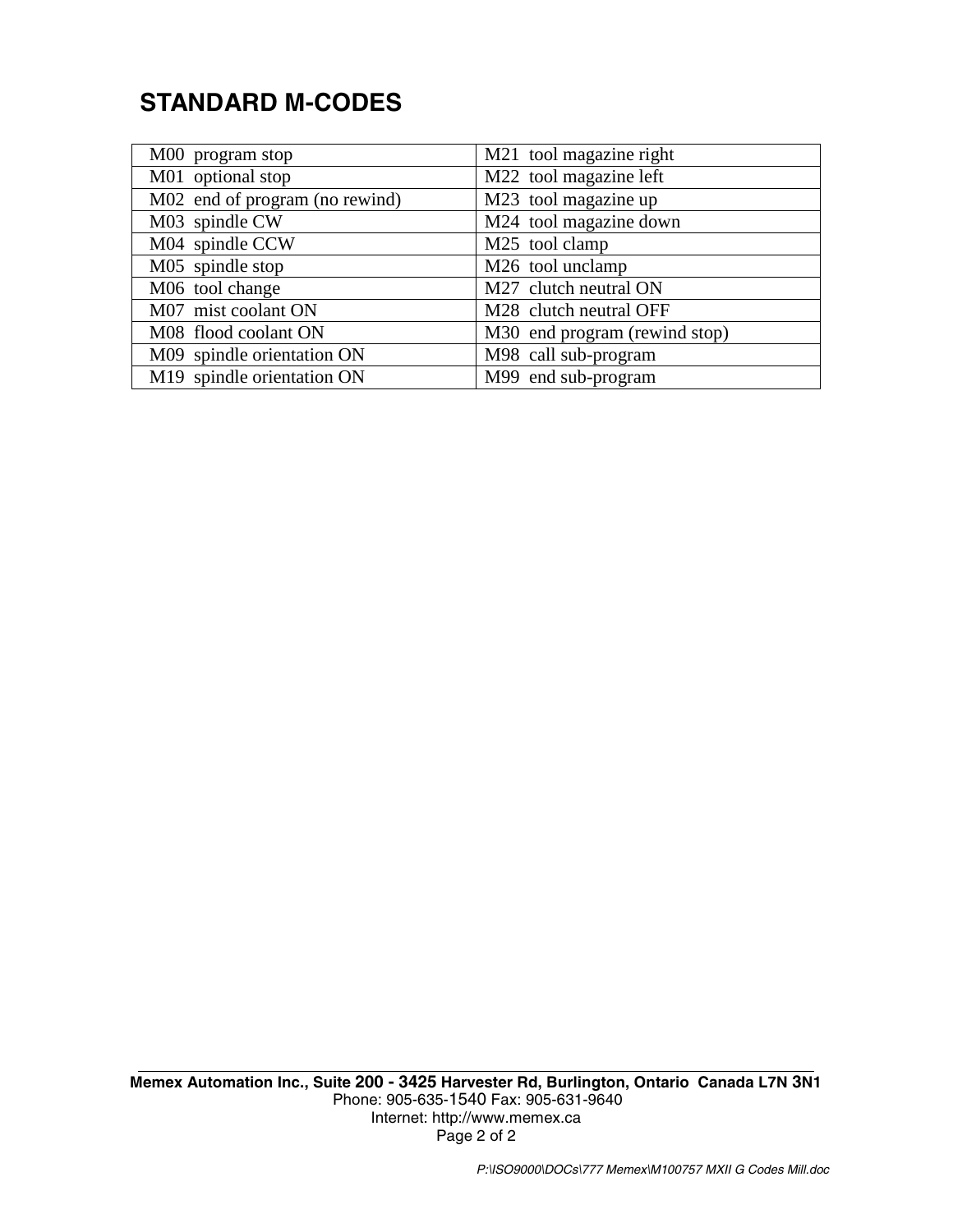## STANDARD M-CODES

| | |
|---|---|
| M00 program stop | M21 tool magazine right |
| M01 optional stop | M22 tool magazine left |
| M02 end of program (no rewind) | M23 tool magazine up |
| M03 spindle CW | M24 tool magazine down |
| M04 spindle CCW | M25 tool clamp |
| M05 spindle stop | M26 tool unclamp |
| M06 tool change | M27 clutch neutral ON |
| M07 mist coolant ON | M28 clutch neutral OFF |
| M08 flood coolant ON | M30 end program (rewind stop) |
| M09 spindle orientation ON | M98 call sub-program |
| M19 spindle orientation ON | M99 end sub-program |

**Memex Automation Inc., Suite 200 - 3425 Harvester Rd, Burlington, Ontario Canada L7N 3N1**
Phone: 905-635-1540 Fax: 905-631-9640
Internet: http://www.memex.ca

*P:\ISO9000\DOCs\777 Memex\M100757 MXII G Codes Mill.doc*